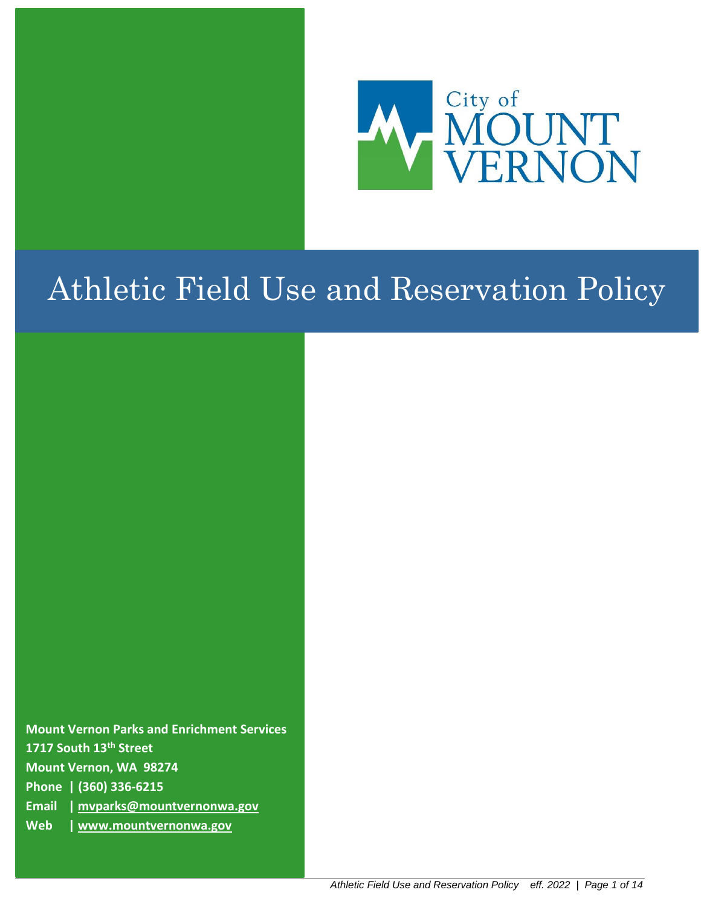City of MOUNT VERNON

# Athletic Field Use and Reservation Policy

**Mount Vernon Parks and Enrichment Services**
**1717 South 13th Street**
**Mount Vernon, WA 98274**
**Phone | (360) 336-6215**
**Email | mvparks@mountvernonwa.gov**
**Web | www.mountvernonwa.gov**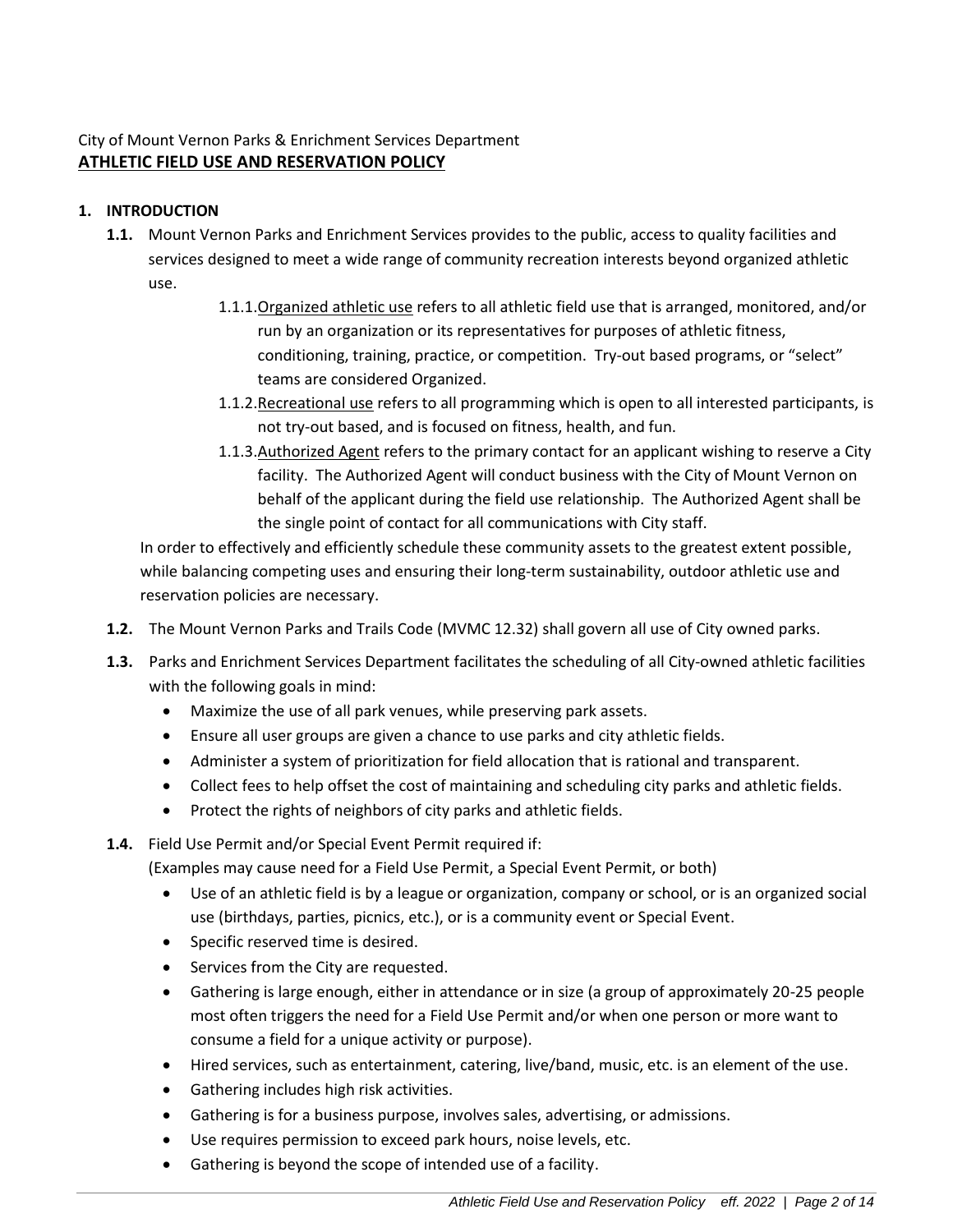City of Mount Vernon Parks & Enrichment Services Department

# ATHLETIC FIELD USE AND RESERVATION POLICY

## 1. INTRODUCTION

**1.1.** Mount Vernon Parks and Enrichment Services provides to the public, access to quality facilities and services designed to meet a wide range of community recreation interests beyond organized athletic use.

- 1.1.1. Organized athletic use refers to all athletic field use that is arranged, monitored, and/or run by an organization or its representatives for purposes of athletic fitness, conditioning, training, practice, or competition. Try-out based programs, or "select" teams are considered Organized.
- 1.1.2. Recreational use refers to all programming which is open to all interested participants, is not try-out based, and is focused on fitness, health, and fun.
- 1.1.3. Authorized Agent refers to the primary contact for an applicant wishing to reserve a City facility. The Authorized Agent will conduct business with the City of Mount Vernon on behalf of the applicant during the field use relationship. The Authorized Agent shall be the single point of contact for all communications with City staff.

In order to effectively and efficiently schedule these community assets to the greatest extent possible, while balancing competing uses and ensuring their long-term sustainability, outdoor athletic use and reservation policies are necessary.

**1.2.** The Mount Vernon Parks and Trails Code (MVMC 12.32) shall govern all use of City owned parks.

**1.3.** Parks and Enrichment Services Department facilitates the scheduling of all City-owned athletic facilities with the following goals in mind:

- Maximize the use of all park venues, while preserving park assets.
- Ensure all user groups are given a chance to use parks and city athletic fields.
- Administer a system of prioritization for field allocation that is rational and transparent.
- Collect fees to help offset the cost of maintaining and scheduling city parks and athletic fields.
- Protect the rights of neighbors of city parks and athletic fields.

**1.4.** Field Use Permit and/or Special Event Permit required if:
(Examples may cause need for a Field Use Permit, a Special Event Permit, or both)

- Use of an athletic field is by a league or organization, company or school, or is an organized social use (birthdays, parties, picnics, etc.), or is a community event or Special Event.
- Specific reserved time is desired.
- Services from the City are requested.
- Gathering is large enough, either in attendance or in size (a group of approximately 20-25 people most often triggers the need for a Field Use Permit and/or when one person or more want to consume a field for a unique activity or purpose).
- Hired services, such as entertainment, catering, live/band, music, etc. is an element of the use.
- Gathering includes high risk activities.
- Gathering is for a business purpose, involves sales, advertising, or admissions.
- Use requires permission to exceed park hours, noise levels, etc.
- Gathering is beyond the scope of intended use of a facility.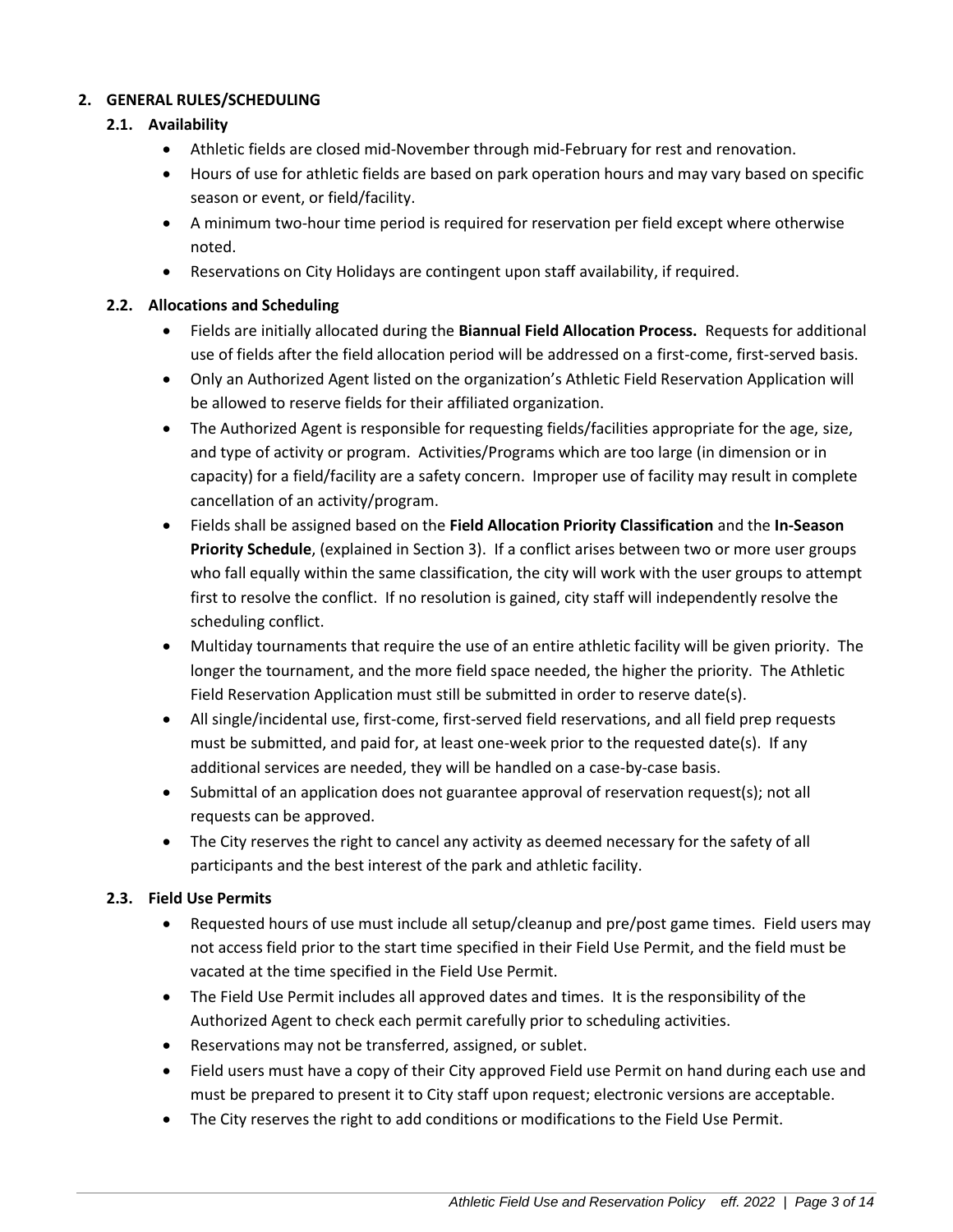## 2. GENERAL RULES/SCHEDULING

### 2.1. Availability

- Athletic fields are closed mid-November through mid-February for rest and renovation.
- Hours of use for athletic fields are based on park operation hours and may vary based on specific season or event, or field/facility.
- A minimum two-hour time period is required for reservation per field except where otherwise noted.
- Reservations on City Holidays are contingent upon staff availability, if required.

### 2.2. Allocations and Scheduling

- Fields are initially allocated during the **Biannual Field Allocation Process.** Requests for additional use of fields after the field allocation period will be addressed on a first-come, first-served basis.
- Only an Authorized Agent listed on the organization's Athletic Field Reservation Application will be allowed to reserve fields for their affiliated organization.
- The Authorized Agent is responsible for requesting fields/facilities appropriate for the age, size, and type of activity or program. Activities/Programs which are too large (in dimension or in capacity) for a field/facility are a safety concern. Improper use of facility may result in complete cancellation of an activity/program.
- Fields shall be assigned based on the **Field Allocation Priority Classification** and the **In-Season Priority Schedule**, (explained in Section 3). If a conflict arises between two or more user groups who fall equally within the same classification, the city will work with the user groups to attempt first to resolve the conflict. If no resolution is gained, city staff will independently resolve the scheduling conflict.
- Multiday tournaments that require the use of an entire athletic facility will be given priority. The longer the tournament, and the more field space needed, the higher the priority. The Athletic Field Reservation Application must still be submitted in order to reserve date(s).
- All single/incidental use, first-come, first-served field reservations, and all field prep requests must be submitted, and paid for, at least one-week prior to the requested date(s). If any additional services are needed, they will be handled on a case-by-case basis.
- Submittal of an application does not guarantee approval of reservation request(s); not all requests can be approved.
- The City reserves the right to cancel any activity as deemed necessary for the safety of all participants and the best interest of the park and athletic facility.

### 2.3. Field Use Permits

- Requested hours of use must include all setup/cleanup and pre/post game times. Field users may not access field prior to the start time specified in their Field Use Permit, and the field must be vacated at the time specified in the Field Use Permit.
- The Field Use Permit includes all approved dates and times. It is the responsibility of the Authorized Agent to check each permit carefully prior to scheduling activities.
- Reservations may not be transferred, assigned, or sublet.
- Field users must have a copy of their City approved Field use Permit on hand during each use and must be prepared to present it to City staff upon request; electronic versions are acceptable.
- The City reserves the right to add conditions or modifications to the Field Use Permit.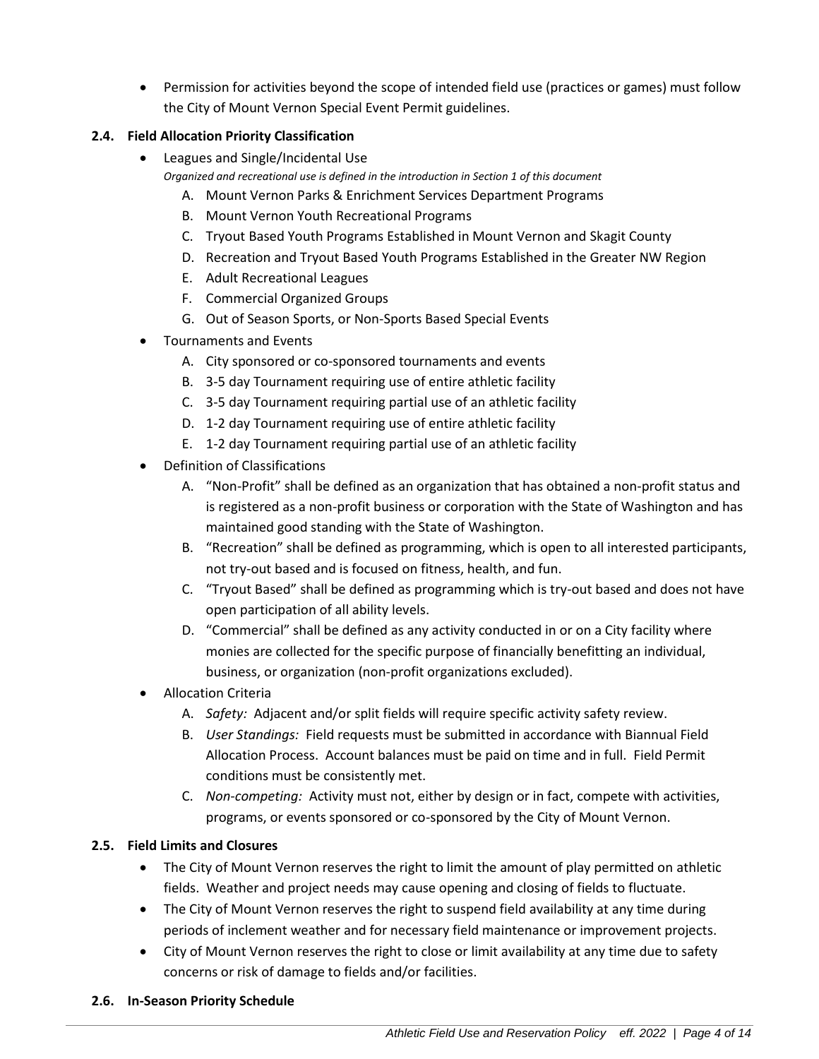- Permission for activities beyond the scope of intended field use (practices or games) must follow the City of Mount Vernon Special Event Permit guidelines.

### 2.4. Field Allocation Priority Classification

- Leagues and Single/Incidental Use
  *Organized and recreational use is defined in the introduction in Section 1 of this document*
  A. Mount Vernon Parks & Enrichment Services Department Programs
  B. Mount Vernon Youth Recreational Programs
  C. Tryout Based Youth Programs Established in Mount Vernon and Skagit County
  D. Recreation and Tryout Based Youth Programs Established in the Greater NW Region
  E. Adult Recreational Leagues
  F. Commercial Organized Groups
  G. Out of Season Sports, or Non-Sports Based Special Events
- Tournaments and Events
  A. City sponsored or co-sponsored tournaments and events
  B. 3-5 day Tournament requiring use of entire athletic facility
  C. 3-5 day Tournament requiring partial use of an athletic facility
  D. 1-2 day Tournament requiring use of entire athletic facility
  E. 1-2 day Tournament requiring partial use of an athletic facility
- Definition of Classifications
  A. "Non-Profit" shall be defined as an organization that has obtained a non-profit status and is registered as a non-profit business or corporation with the State of Washington and has maintained good standing with the State of Washington.
  B. "Recreation" shall be defined as programming, which is open to all interested participants, not try-out based and is focused on fitness, health, and fun.
  C. "Tryout Based" shall be defined as programming which is try-out based and does not have open participation of all ability levels.
  D. "Commercial" shall be defined as any activity conducted in or on a City facility where monies are collected for the specific purpose of financially benefitting an individual, business, or organization (non-profit organizations excluded).
- Allocation Criteria
  A. *Safety:* Adjacent and/or split fields will require specific activity safety review.
  B. *User Standings:* Field requests must be submitted in accordance with Biannual Field Allocation Process. Account balances must be paid on time and in full. Field Permit conditions must be consistently met.
  C. *Non-competing:* Activity must not, either by design or in fact, compete with activities, programs, or events sponsored or co-sponsored by the City of Mount Vernon.

### 2.5. Field Limits and Closures

- The City of Mount Vernon reserves the right to limit the amount of play permitted on athletic fields. Weather and project needs may cause opening and closing of fields to fluctuate.
- The City of Mount Vernon reserves the right to suspend field availability at any time during periods of inclement weather and for necessary field maintenance or improvement projects.
- City of Mount Vernon reserves the right to close or limit availability at any time due to safety concerns or risk of damage to fields and/or facilities.

### 2.6. In-Season Priority Schedule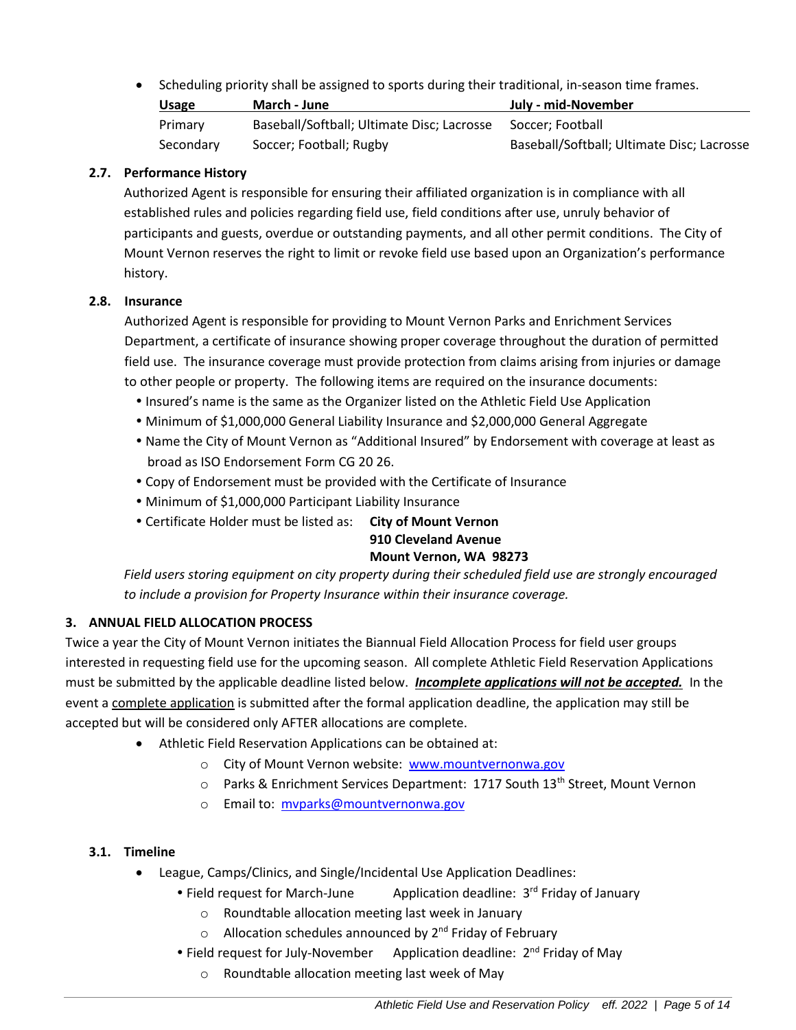- Scheduling priority shall be assigned to sports during their traditional, in-season time frames.

| Usage | March - June | July - mid-November |
|---|---|---|
| Primary | Baseball/Softball; Ultimate Disc; Lacrosse | Soccer; Football |
| Secondary | Soccer; Football; Rugby | Baseball/Softball; Ultimate Disc; Lacrosse |

### 2.7. Performance History

Authorized Agent is responsible for ensuring their affiliated organization is in compliance with all established rules and policies regarding field use, field conditions after use, unruly behavior of participants and guests, overdue or outstanding payments, and all other permit conditions. The City of Mount Vernon reserves the right to limit or revoke field use based upon an Organization's performance history.

### 2.8. Insurance

Authorized Agent is responsible for providing to Mount Vernon Parks and Enrichment Services Department, a certificate of insurance showing proper coverage throughout the duration of permitted field use. The insurance coverage must provide protection from claims arising from injuries or damage to other people or property. The following items are required on the insurance documents:

- Insured's name is the same as the Organizer listed on the Athletic Field Use Application
- Minimum of $1,000,000 General Liability Insurance and $2,000,000 General Aggregate
- Name the City of Mount Vernon as "Additional Insured" by Endorsement with coverage at least as broad as ISO Endorsement Form CG 20 26.
- Copy of Endorsement must be provided with the Certificate of Insurance
- Minimum of $1,000,000 Participant Liability Insurance
- Certificate Holder must be listed as: **City of Mount Vernon**
  **910 Cleveland Avenue**
  **Mount Vernon, WA 98273**

*Field users storing equipment on city property during their scheduled field use are strongly encouraged to include a provision for Property Insurance within their insurance coverage.*

## 3. ANNUAL FIELD ALLOCATION PROCESS

Twice a year the City of Mount Vernon initiates the Biannual Field Allocation Process for field user groups interested in requesting field use for the upcoming season. All complete Athletic Field Reservation Applications must be submitted by the applicable deadline listed below. ***Incomplete applications will not be accepted.*** In the event a complete application is submitted after the formal application deadline, the application may still be accepted but will be considered only AFTER allocations are complete.

- Athletic Field Reservation Applications can be obtained at:
  - City of Mount Vernon website: www.mountvernonwa.gov
  - Parks & Enrichment Services Department: 1717 South 13th Street, Mount Vernon
  - Email to: mvparks@mountvernonwa.gov

### 3.1. Timeline

- League, Camps/Clinics, and Single/Incidental Use Application Deadlines:
  - Field request for March-June — Application deadline: 3rd Friday of January
    - Roundtable allocation meeting last week in January
    - Allocation schedules announced by 2nd Friday of February
  - Field request for July-November — Application deadline: 2nd Friday of May
    - Roundtable allocation meeting last week of May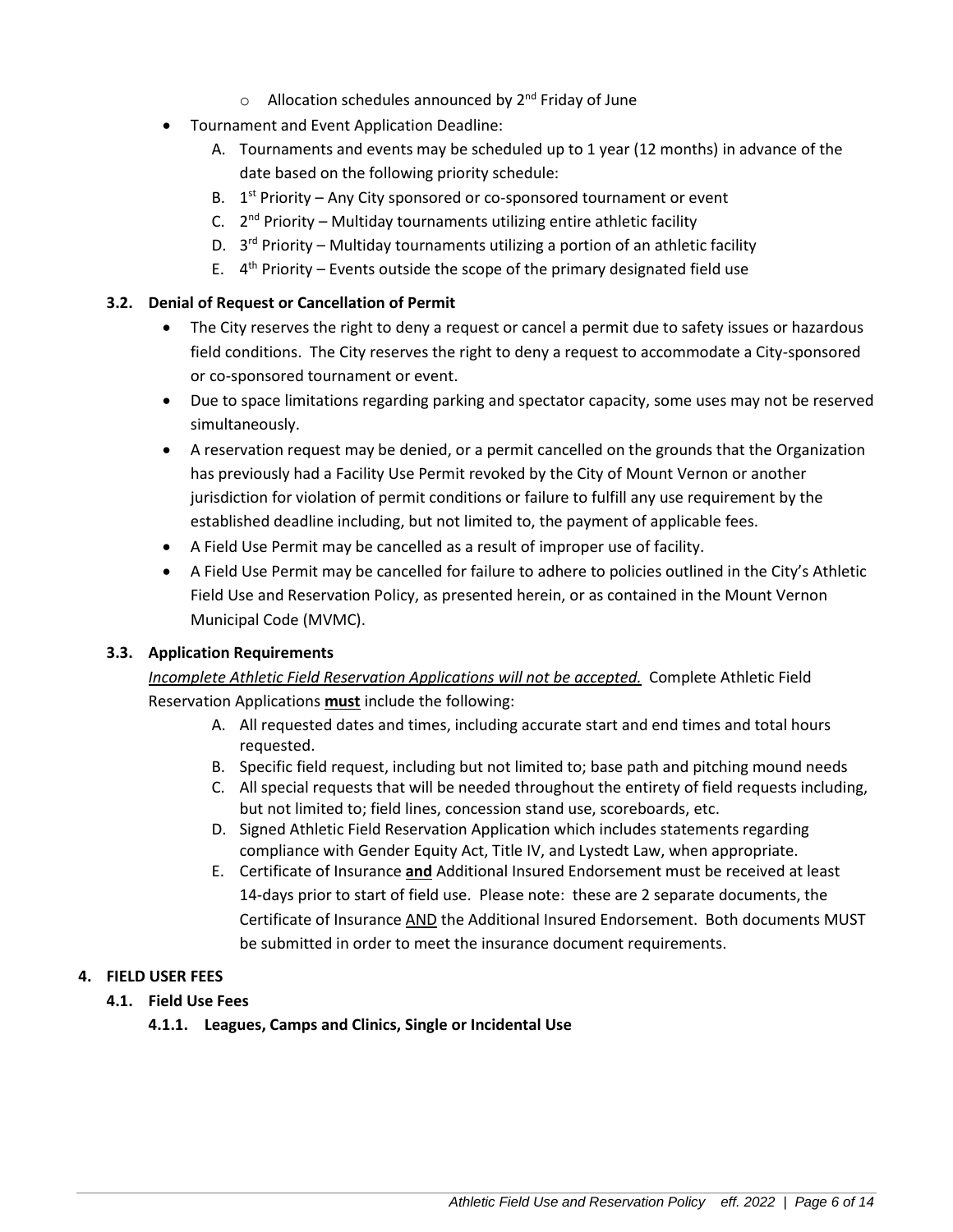- Allocation schedules announced by 2nd Friday of June

- Tournament and Event Application Deadline:
  A. Tournaments and events may be scheduled up to 1 year (12 months) in advance of the date based on the following priority schedule:
  B. 1st Priority – Any City sponsored or co-sponsored tournament or event
  C. 2nd Priority – Multiday tournaments utilizing entire athletic facility
  D. 3rd Priority – Multiday tournaments utilizing a portion of an athletic facility
  E. 4th Priority – Events outside the scope of the primary designated field use

### 3.2. Denial of Request or Cancellation of Permit

- The City reserves the right to deny a request or cancel a permit due to safety issues or hazardous field conditions. The City reserves the right to deny a request to accommodate a City-sponsored or co-sponsored tournament or event.
- Due to space limitations regarding parking and spectator capacity, some uses may not be reserved simultaneously.
- A reservation request may be denied, or a permit cancelled on the grounds that the Organization has previously had a Facility Use Permit revoked by the City of Mount Vernon or another jurisdiction for violation of permit conditions or failure to fulfill any use requirement by the established deadline including, but not limited to, the payment of applicable fees.
- A Field Use Permit may be cancelled as a result of improper use of facility.
- A Field Use Permit may be cancelled for failure to adhere to policies outlined in the City's Athletic Field Use and Reservation Policy, as presented herein, or as contained in the Mount Vernon Municipal Code (MVMC).

### 3.3. Application Requirements

*Incomplete Athletic Field Reservation Applications will not be accepted.* Complete Athletic Field Reservation Applications **must** include the following:

A. All requested dates and times, including accurate start and end times and total hours requested.
B. Specific field request, including but not limited to; base path and pitching mound needs
C. All special requests that will be needed throughout the entirety of field requests including, but not limited to; field lines, concession stand use, scoreboards, etc.
D. Signed Athletic Field Reservation Application which includes statements regarding compliance with Gender Equity Act, Title IV, and Lystedt Law, when appropriate.
E. Certificate of Insurance **and** Additional Insured Endorsement must be received at least 14-days prior to start of field use. Please note: these are 2 separate documents, the Certificate of Insurance AND the Additional Insured Endorsement. Both documents MUST be submitted in order to meet the insurance document requirements.

## 4. FIELD USER FEES

### 4.1. Field Use Fees

#### 4.1.1. Leagues, Camps and Clinics, Single or Incidental Use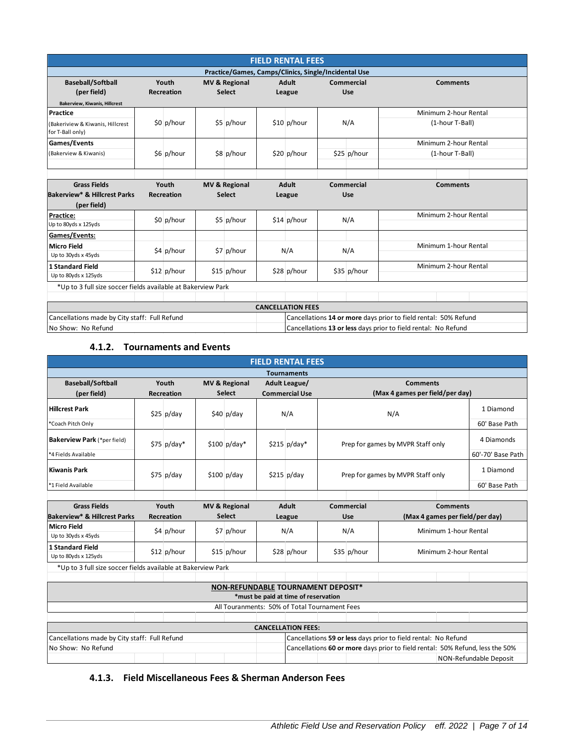| FIELD RENTAL FEES | | | | | |
|---|---|---|---|---|---|
| **Practice/Games, Camps/Clinics, Single/Incidental Use** | | | | | |
| **Baseball/Softball (per field)** Bakerview, Kiwanis, Hillcrest | **Youth Recreation** | **MV & Regional Select** | **Adult League** | **Commercial Use** | **Comments** |
| **Practice** (Bakeriview & Kiwanis, Hillcrest for T-Ball only) | $0 p/hour | $5 p/hour | $10 p/hour | N/A | Minimum 2-hour Rental (1-hour T-Ball) |
| **Games/Events** (Bakerview & Kiwanis) | $6 p/hour | $8 p/hour | $20 p/hour | $25 p/hour | Minimum 2-hour Rental (1-hour T-Ball) |

| Grass Fields Bakerview* & Hillcrest Parks (per field) | Youth Recreation | MV & Regional Select | Adult League | Commercial Use | Comments |
|---|---|---|---|---|---|
| **Practice:** Up to 80yds x 125yds | $0 p/hour | $5 p/hour | $14 p/hour | N/A | Minimum 2-hour Rental |
| **Games/Events:** | | | | | |
| **Micro Field** Up to 30yds x 45yds | $4 p/hour | $7 p/hour | N/A | N/A | Minimum 1-hour Rental |
| **1 Standard Field** Up to 80yds x 125yds | $12 p/hour | $15 p/hour | $28 p/hour | $35 p/hour | Minimum 2-hour Rental |

*Up to 3 full size soccer fields available at Bakerview Park

| CANCELLATION FEES | |
|---|---|
| Cancellations made by City staff: Full Refund | Cancellations **14 or more** days prior to field rental: 50% Refund |
| No Show: No Refund | Cancellations **13 or less** days prior to field rental: No Refund |

### 4.1.2. Tournaments and Events

| FIELD RENTAL FEES | | | | | |
|---|---|---|---|---|---|
| **Tournaments** | | | | | |
| **Baseball/Softball (per field)** | **Youth Recreation** | **MV & Regional Select** | **Adult League/ Commercial Use** | **Comments (Max 4 games per field/per day)** | |
| **Hillcrest Park** *Coach Pitch Only | $25 p/day | $40 p/day | N/A | N/A | 1 Diamond 60' Base Path |
| **Bakerview Park** (*per field) *4 Fields Available | $75 p/day* | $100 p/day* | $215 p/day* | Prep for games by MVPR Staff only | 4 Diamonds 60'-70' Base Path |
| **Kiwanis Park** *1 Field Available | $75 p/day | $100 p/day | $215 p/day | Prep for games by MVPR Staff only | 1 Diamond 60' Base Path |

| Grass Fields Bakerview* & Hillcrest Parks | Youth Recreation | MV & Regional Select | Adult League | Commercial Use | Comments (Max 4 games per field/per day) |
|---|---|---|---|---|---|
| **Micro Field** Up to 30yds x 45yds | $4 p/hour | $7 p/hour | N/A | N/A | Minimum 1-hour Rental |
| **1 Standard Field** Up to 80yds x 125yds | $12 p/hour | $15 p/hour | $28 p/hour | $35 p/hour | Minimum 2-hour Rental |

*Up to 3 full size soccer fields available at Bakerview Park

| **NON-REFUNDABLE TOURNAMENT DEPOSIT*** *must be paid at time of reservation |
|---|
| All Touranments: 50% of Total Tournament Fees |

| CANCELLATION FEES: | |
|---|---|
| Cancellations made by City staff: Full Refund | Cancellations **59 or less** days prior to field rental: No Refund |
| No Show: No Refund | Cancellations **60 or more** days prior to field rental: 50% Refund, less the 50% NON-Refundable Deposit |

### 4.1.3. Field Miscellaneous Fees & Sherman Anderson Fees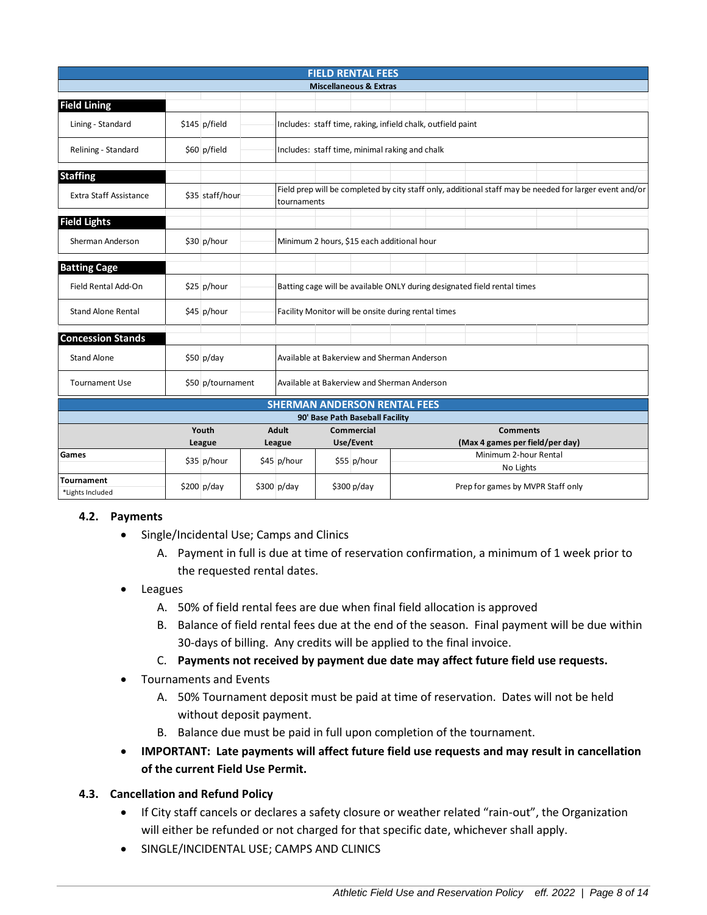| FIELD RENTAL FEES | | |
|---|---|---|
| **Miscellaneous & Extras** | | |
| **Field Lining** | | |
| Lining - Standard | $145 p/field | Includes: staff time, raking, infield chalk, outfield paint |
| Relining - Standard | $60 p/field | Includes: staff time, minimal raking and chalk |
| **Staffing** | | |
| Extra Staff Assistance | $35 staff/hour | Field prep will be completed by city staff only, additional staff may be needed for larger event and/or tournaments |
| **Field Lights** | | |
| Sherman Anderson | $30 p/hour | Minimum 2 hours, $15 each additional hour |
| **Batting Cage** | | |
| Field Rental Add-On | $25 p/hour | Batting cage will be available ONLY during designated field rental times |
| Stand Alone Rental | $45 p/hour | Facility Monitor will be onsite during rental times |
| **Concession Stands** | | |
| Stand Alone | $50 p/day | Available at Bakerview and Sherman Anderson |
| Tournament Use | $50 p/tournament | Available at Bakerview and Sherman Anderson |

| SHERMAN ANDERSON RENTAL FEES | | | | |
|---|---|---|---|---|
| **90' Base Path Baseball Facility** | | | | |
| | **Youth League** | **Adult League** | **Commercial Use/Event** | **Comments (Max 4 games per field/per day)** |
| **Games** | $35 p/hour | $45 p/hour | $55 p/hour | Minimum 2-hour Rental<br>No Lights |
| **Tournament**<br>*Lights Included | $200 p/day | $300 p/day | $300 p/day | Prep for games by MVPR Staff only |

### 4.2. Payments

- Single/Incidental Use; Camps and Clinics
  - A. Payment in full is due at time of reservation confirmation, a minimum of 1 week prior to the requested rental dates.
- Leagues
  - A. 50% of field rental fees are due when final field allocation is approved
  - B. Balance of field rental fees due at the end of the season. Final payment will be due within 30-days of billing. Any credits will be applied to the final invoice.
  - C. **Payments not received by payment due date may affect future field use requests.**
- Tournaments and Events
  - A. 50% Tournament deposit must be paid at time of reservation. Dates will not be held without deposit payment.
  - B. Balance due must be paid in full upon completion of the tournament.
- **IMPORTANT: Late payments will affect future field use requests and may result in cancellation of the current Field Use Permit.**

### 4.3. Cancellation and Refund Policy

- If City staff cancels or declares a safety closure or weather related "rain-out", the Organization will either be refunded or not charged for that specific date, whichever shall apply.
- SINGLE/INCIDENTAL USE; CAMPS AND CLINICS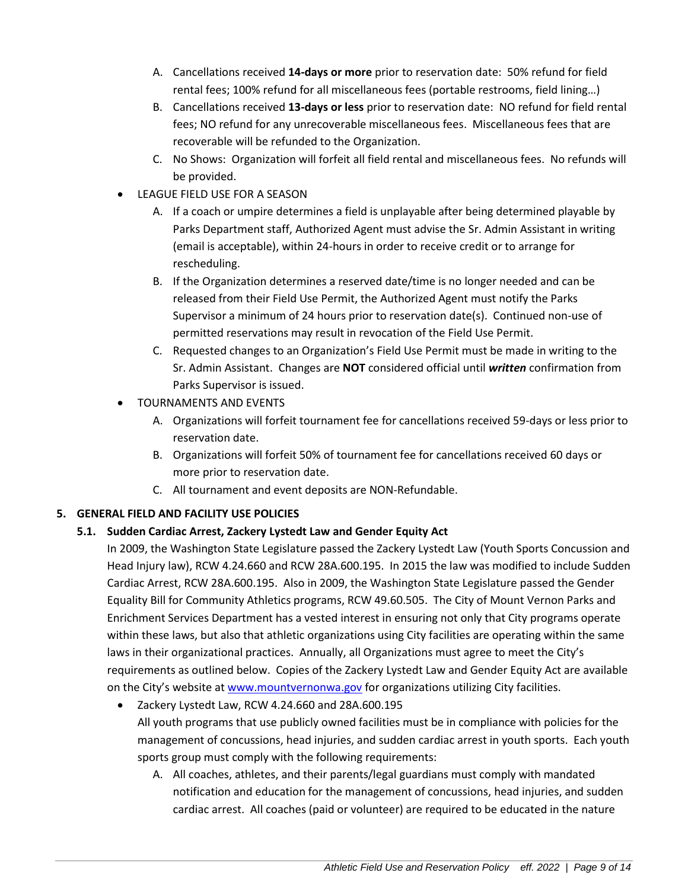A. Cancellations received **14-days or more** prior to reservation date: 50% refund for field rental fees; 100% refund for all miscellaneous fees (portable restrooms, field lining…)
B. Cancellations received **13-days or less** prior to reservation date: NO refund for field rental fees; NO refund for any unrecoverable miscellaneous fees. Miscellaneous fees that are recoverable will be refunded to the Organization.
C. No Shows: Organization will forfeit all field rental and miscellaneous fees. No refunds will be provided.

- LEAGUE FIELD USE FOR A SEASON
  A. If a coach or umpire determines a field is unplayable after being determined playable by Parks Department staff, Authorized Agent must advise the Sr. Admin Assistant in writing (email is acceptable), within 24-hours in order to receive credit or to arrange for rescheduling.
  B. If the Organization determines a reserved date/time is no longer needed and can be released from their Field Use Permit, the Authorized Agent must notify the Parks Supervisor a minimum of 24 hours prior to reservation date(s). Continued non-use of permitted reservations may result in revocation of the Field Use Permit.
  C. Requested changes to an Organization's Field Use Permit must be made in writing to the Sr. Admin Assistant. Changes are **NOT** considered official until ***written*** confirmation from Parks Supervisor is issued.
- TOURNAMENTS AND EVENTS
  A. Organizations will forfeit tournament fee for cancellations received 59-days or less prior to reservation date.
  B. Organizations will forfeit 50% of tournament fee for cancellations received 60 days or more prior to reservation date.
  C. All tournament and event deposits are NON-Refundable.

## 5. GENERAL FIELD AND FACILITY USE POLICIES

### 5.1. Sudden Cardiac Arrest, Zackery Lystedt Law and Gender Equity Act

In 2009, the Washington State Legislature passed the Zackery Lystedt Law (Youth Sports Concussion and Head Injury law), RCW 4.24.660 and RCW 28A.600.195. In 2015 the law was modified to include Sudden Cardiac Arrest, RCW 28A.600.195. Also in 2009, the Washington State Legislature passed the Gender Equality Bill for Community Athletics programs, RCW 49.60.505. The City of Mount Vernon Parks and Enrichment Services Department has a vested interest in ensuring not only that City programs operate within these laws, but also that athletic organizations using City facilities are operating within the same laws in their organizational practices. Annually, all Organizations must agree to meet the City's requirements as outlined below. Copies of the Zackery Lystedt Law and Gender Equity Act are available on the City's website at [www.mountvernonwa.gov](http://www.mountvernonwa.gov) for organizations utilizing City facilities.

- Zackery Lystedt Law, RCW 4.24.660 and 28A.600.195
  All youth programs that use publicly owned facilities must be in compliance with policies for the management of concussions, head injuries, and sudden cardiac arrest in youth sports. Each youth sports group must comply with the following requirements:
  A. All coaches, athletes, and their parents/legal guardians must comply with mandated notification and education for the management of concussions, head injuries, and sudden cardiac arrest. All coaches (paid or volunteer) are required to be educated in the nature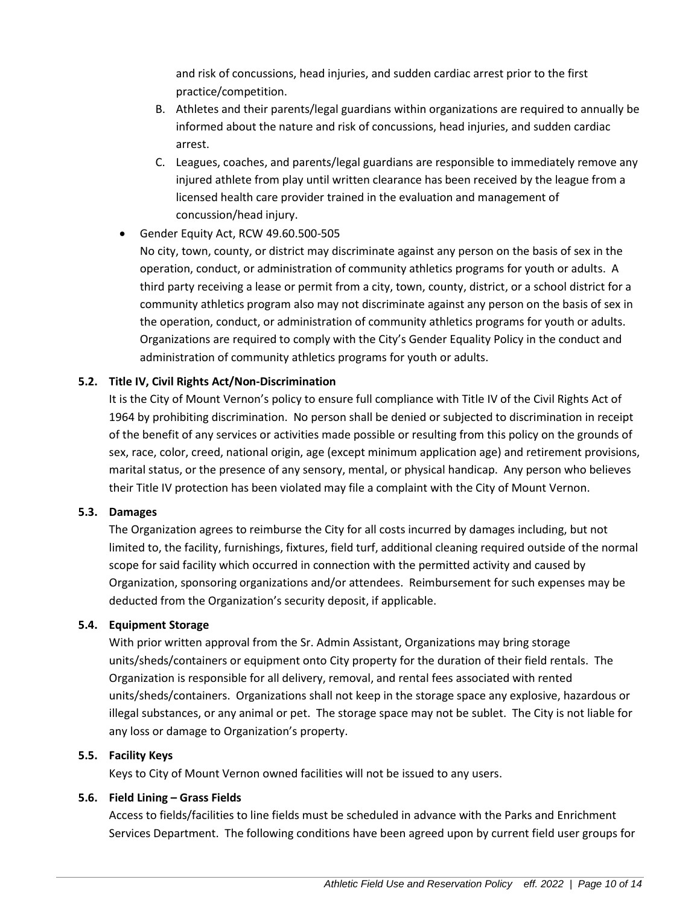and risk of concussions, head injuries, and sudden cardiac arrest prior to the first practice/competition.

B. Athletes and their parents/legal guardians within organizations are required to annually be informed about the nature and risk of concussions, head injuries, and sudden cardiac arrest.

C. Leagues, coaches, and parents/legal guardians are responsible to immediately remove any injured athlete from play until written clearance has been received by the league from a licensed health care provider trained in the evaluation and management of concussion/head injury.

- Gender Equity Act, RCW 49.60.500-505
  No city, town, county, or district may discriminate against any person on the basis of sex in the operation, conduct, or administration of community athletics programs for youth or adults. A third party receiving a lease or permit from a city, town, county, district, or a school district for a community athletics program also may not discriminate against any person on the basis of sex in the operation, conduct, or administration of community athletics programs for youth or adults. Organizations are required to comply with the City's Gender Equality Policy in the conduct and administration of community athletics programs for youth or adults.

### 5.2. Title IV, Civil Rights Act/Non-Discrimination

It is the City of Mount Vernon's policy to ensure full compliance with Title IV of the Civil Rights Act of 1964 by prohibiting discrimination. No person shall be denied or subjected to discrimination in receipt of the benefit of any services or activities made possible or resulting from this policy on the grounds of sex, race, color, creed, national origin, age (except minimum application age) and retirement provisions, marital status, or the presence of any sensory, mental, or physical handicap. Any person who believes their Title IV protection has been violated may file a complaint with the City of Mount Vernon.

### 5.3. Damages

The Organization agrees to reimburse the City for all costs incurred by damages including, but not limited to, the facility, furnishings, fixtures, field turf, additional cleaning required outside of the normal scope for said facility which occurred in connection with the permitted activity and caused by Organization, sponsoring organizations and/or attendees. Reimbursement for such expenses may be deducted from the Organization's security deposit, if applicable.

### 5.4. Equipment Storage

With prior written approval from the Sr. Admin Assistant, Organizations may bring storage units/sheds/containers or equipment onto City property for the duration of their field rentals. The Organization is responsible for all delivery, removal, and rental fees associated with rented units/sheds/containers. Organizations shall not keep in the storage space any explosive, hazardous or illegal substances, or any animal or pet. The storage space may not be sublet. The City is not liable for any loss or damage to Organization's property.

### 5.5. Facility Keys

Keys to City of Mount Vernon owned facilities will not be issued to any users.

### 5.6. Field Lining – Grass Fields

Access to fields/facilities to line fields must be scheduled in advance with the Parks and Enrichment Services Department. The following conditions have been agreed upon by current field user groups for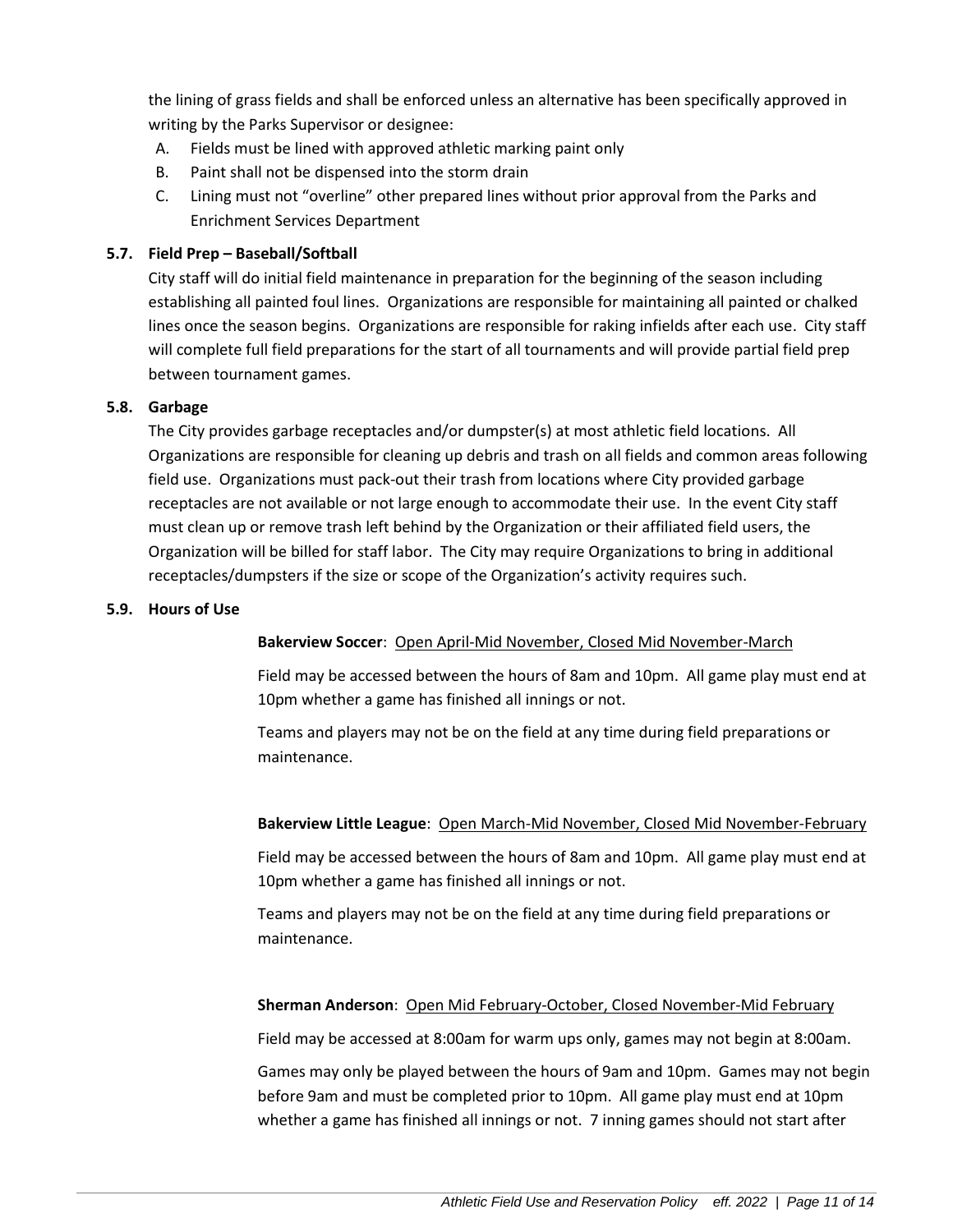the lining of grass fields and shall be enforced unless an alternative has been specifically approved in writing by the Parks Supervisor or designee:

A. Fields must be lined with approved athletic marking paint only
B. Paint shall not be dispensed into the storm drain
C. Lining must not "overline" other prepared lines without prior approval from the Parks and Enrichment Services Department

### 5.7. Field Prep – Baseball/Softball

City staff will do initial field maintenance in preparation for the beginning of the season including establishing all painted foul lines. Organizations are responsible for maintaining all painted or chalked lines once the season begins. Organizations are responsible for raking infields after each use. City staff will complete full field preparations for the start of all tournaments and will provide partial field prep between tournament games.

### 5.8. Garbage

The City provides garbage receptacles and/or dumpster(s) at most athletic field locations. All Organizations are responsible for cleaning up debris and trash on all fields and common areas following field use. Organizations must pack-out their trash from locations where City provided garbage receptacles are not available or not large enough to accommodate their use. In the event City staff must clean up or remove trash left behind by the Organization or their affiliated field users, the Organization will be billed for staff labor. The City may require Organizations to bring in additional receptacles/dumpsters if the size or scope of the Organization's activity requires such.

### 5.9. Hours of Use

**Bakerview Soccer**: Open April-Mid November, Closed Mid November-March

Field may be accessed between the hours of 8am and 10pm. All game play must end at 10pm whether a game has finished all innings or not.

Teams and players may not be on the field at any time during field preparations or maintenance.

**Bakerview Little League**: Open March-Mid November, Closed Mid November-February

Field may be accessed between the hours of 8am and 10pm. All game play must end at 10pm whether a game has finished all innings or not.

Teams and players may not be on the field at any time during field preparations or maintenance.

**Sherman Anderson**: Open Mid February-October, Closed November-Mid February

Field may be accessed at 8:00am for warm ups only, games may not begin at 8:00am.

Games may only be played between the hours of 9am and 10pm. Games may not begin before 9am and must be completed prior to 10pm. All game play must end at 10pm whether a game has finished all innings or not. 7 inning games should not start after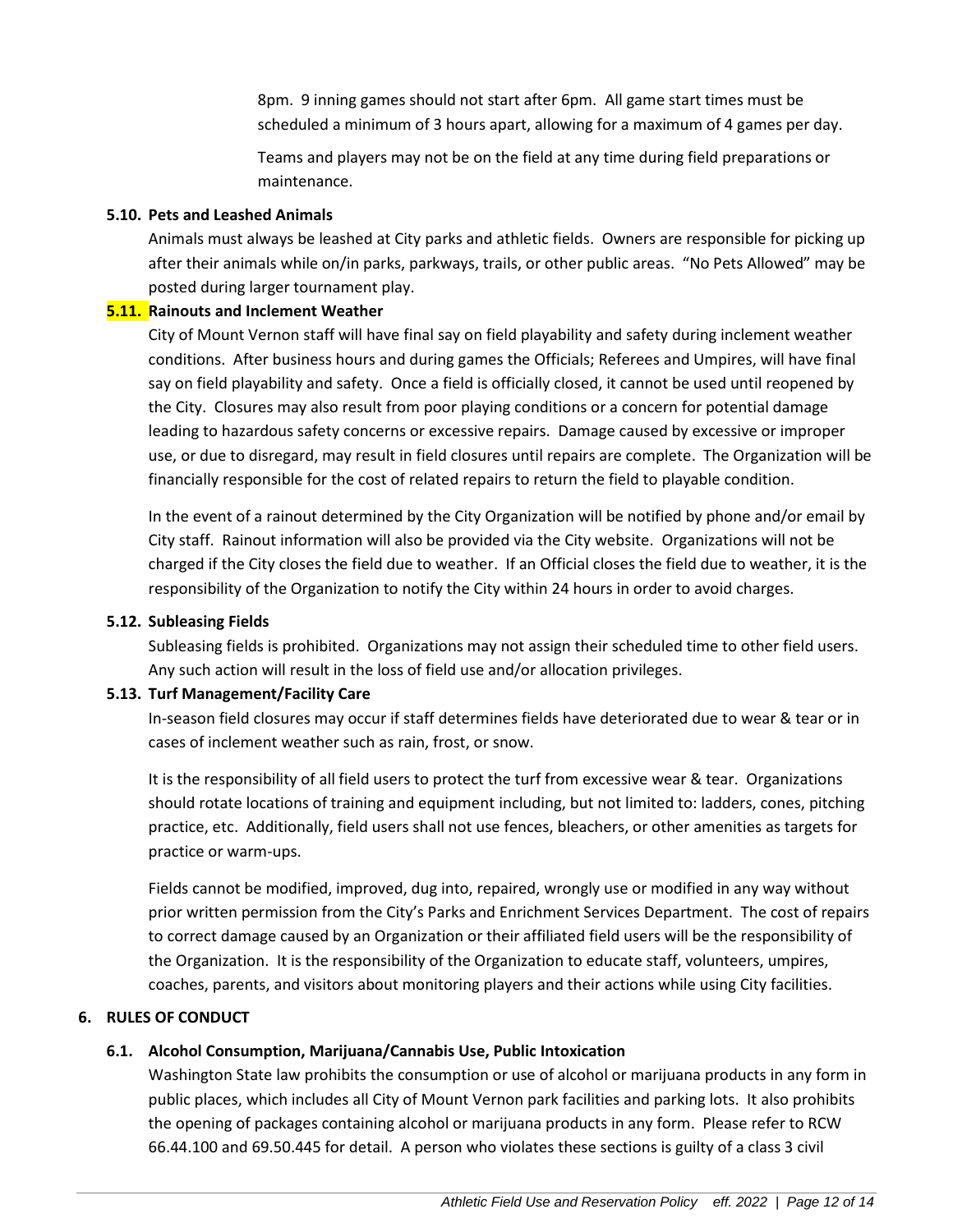8pm. 9 inning games should not start after 6pm. All game start times must be scheduled a minimum of 3 hours apart, allowing for a maximum of 4 games per day.

Teams and players may not be on the field at any time during field preparations or maintenance.

### 5.10. Pets and Leashed Animals

Animals must always be leashed at City parks and athletic fields. Owners are responsible for picking up after their animals while on/in parks, parkways, trails, or other public areas. "No Pets Allowed" may be posted during larger tournament play.

### 5.11. Rainouts and Inclement Weather

City of Mount Vernon staff will have final say on field playability and safety during inclement weather conditions. After business hours and during games the Officials; Referees and Umpires, will have final say on field playability and safety. Once a field is officially closed, it cannot be used until reopened by the City. Closures may also result from poor playing conditions or a concern for potential damage leading to hazardous safety concerns or excessive repairs. Damage caused by excessive or improper use, or due to disregard, may result in field closures until repairs are complete. The Organization will be financially responsible for the cost of related repairs to return the field to playable condition.

In the event of a rainout determined by the City Organization will be notified by phone and/or email by City staff. Rainout information will also be provided via the City website. Organizations will not be charged if the City closes the field due to weather. If an Official closes the field due to weather, it is the responsibility of the Organization to notify the City within 24 hours in order to avoid charges.

### 5.12. Subleasing Fields

Subleasing fields is prohibited. Organizations may not assign their scheduled time to other field users. Any such action will result in the loss of field use and/or allocation privileges.

### 5.13. Turf Management/Facility Care

In-season field closures may occur if staff determines fields have deteriorated due to wear & tear or in cases of inclement weather such as rain, frost, or snow.

It is the responsibility of all field users to protect the turf from excessive wear & tear. Organizations should rotate locations of training and equipment including, but not limited to: ladders, cones, pitching practice, etc. Additionally, field users shall not use fences, bleachers, or other amenities as targets for practice or warm-ups.

Fields cannot be modified, improved, dug into, repaired, wrongly use or modified in any way without prior written permission from the City's Parks and Enrichment Services Department. The cost of repairs to correct damage caused by an Organization or their affiliated field users will be the responsibility of the Organization. It is the responsibility of the Organization to educate staff, volunteers, umpires, coaches, parents, and visitors about monitoring players and their actions while using City facilities.

## 6. RULES OF CONDUCT

### 6.1. Alcohol Consumption, Marijuana/Cannabis Use, Public Intoxication

Washington State law prohibits the consumption or use of alcohol or marijuana products in any form in public places, which includes all City of Mount Vernon park facilities and parking lots. It also prohibits the opening of packages containing alcohol or marijuana products in any form. Please refer to RCW 66.44.100 and 69.50.445 for detail. A person who violates these sections is guilty of a class 3 civil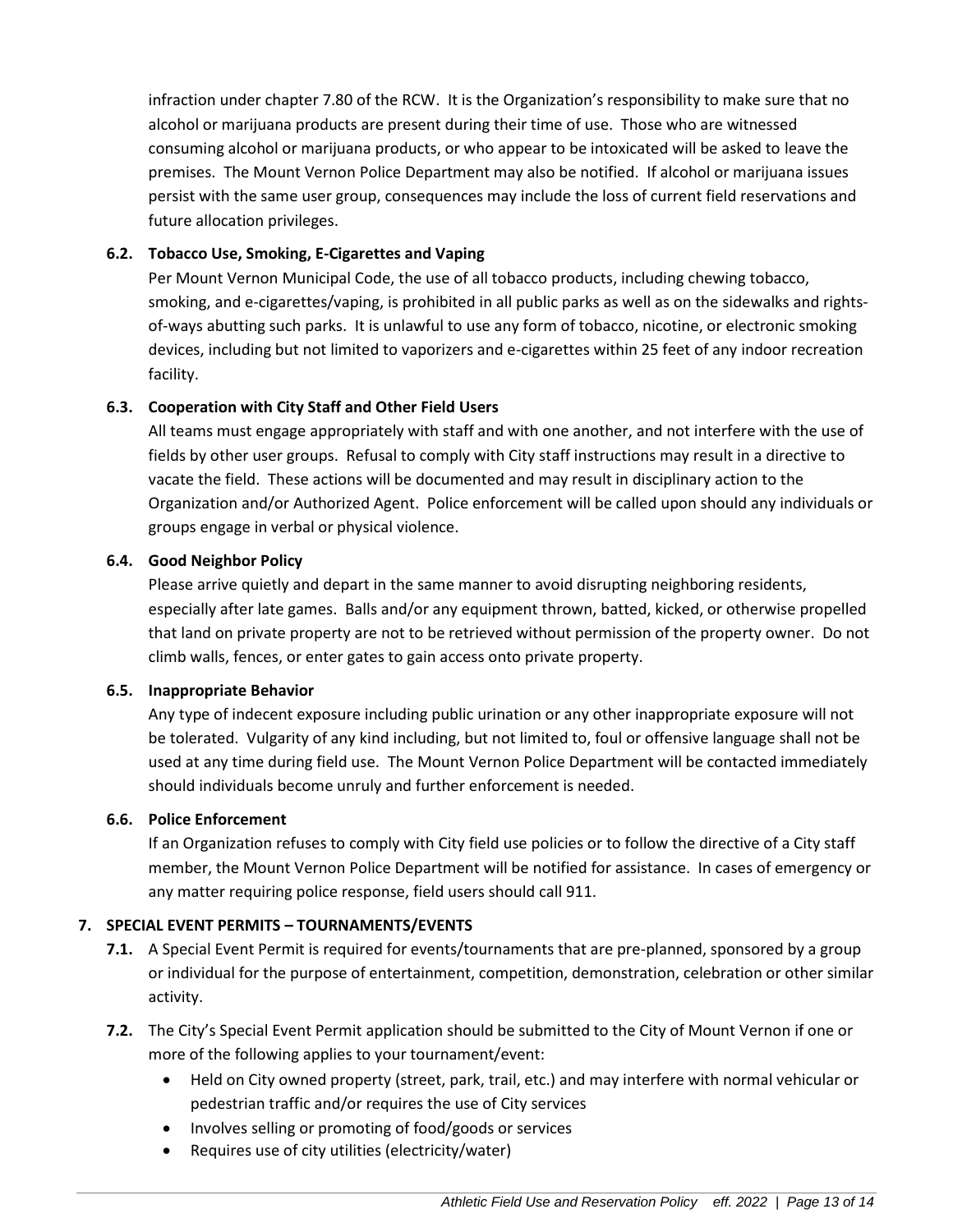infraction under chapter 7.80 of the RCW. It is the Organization's responsibility to make sure that no alcohol or marijuana products are present during their time of use. Those who are witnessed consuming alcohol or marijuana products, or who appear to be intoxicated will be asked to leave the premises. The Mount Vernon Police Department may also be notified. If alcohol or marijuana issues persist with the same user group, consequences may include the loss of current field reservations and future allocation privileges.

### 6.2. Tobacco Use, Smoking, E-Cigarettes and Vaping

Per Mount Vernon Municipal Code, the use of all tobacco products, including chewing tobacco, smoking, and e-cigarettes/vaping, is prohibited in all public parks as well as on the sidewalks and rights-of-ways abutting such parks. It is unlawful to use any form of tobacco, nicotine, or electronic smoking devices, including but not limited to vaporizers and e-cigarettes within 25 feet of any indoor recreation facility.

### 6.3. Cooperation with City Staff and Other Field Users

All teams must engage appropriately with staff and with one another, and not interfere with the use of fields by other user groups. Refusal to comply with City staff instructions may result in a directive to vacate the field. These actions will be documented and may result in disciplinary action to the Organization and/or Authorized Agent. Police enforcement will be called upon should any individuals or groups engage in verbal or physical violence.

### 6.4. Good Neighbor Policy

Please arrive quietly and depart in the same manner to avoid disrupting neighboring residents, especially after late games. Balls and/or any equipment thrown, batted, kicked, or otherwise propelled that land on private property are not to be retrieved without permission of the property owner. Do not climb walls, fences, or enter gates to gain access onto private property.

### 6.5. Inappropriate Behavior

Any type of indecent exposure including public urination or any other inappropriate exposure will not be tolerated. Vulgarity of any kind including, but not limited to, foul or offensive language shall not be used at any time during field use. The Mount Vernon Police Department will be contacted immediately should individuals become unruly and further enforcement is needed.

### 6.6. Police Enforcement

If an Organization refuses to comply with City field use policies or to follow the directive of a City staff member, the Mount Vernon Police Department will be notified for assistance. In cases of emergency or any matter requiring police response, field users should call 911.

## 7. SPECIAL EVENT PERMITS – TOURNAMENTS/EVENTS

**7.1.** A Special Event Permit is required for events/tournaments that are pre-planned, sponsored by a group or individual for the purpose of entertainment, competition, demonstration, celebration or other similar activity.

**7.2.** The City's Special Event Permit application should be submitted to the City of Mount Vernon if one or more of the following applies to your tournament/event:

- Held on City owned property (street, park, trail, etc.) and may interfere with normal vehicular or pedestrian traffic and/or requires the use of City services
- Involves selling or promoting of food/goods or services
- Requires use of city utilities (electricity/water)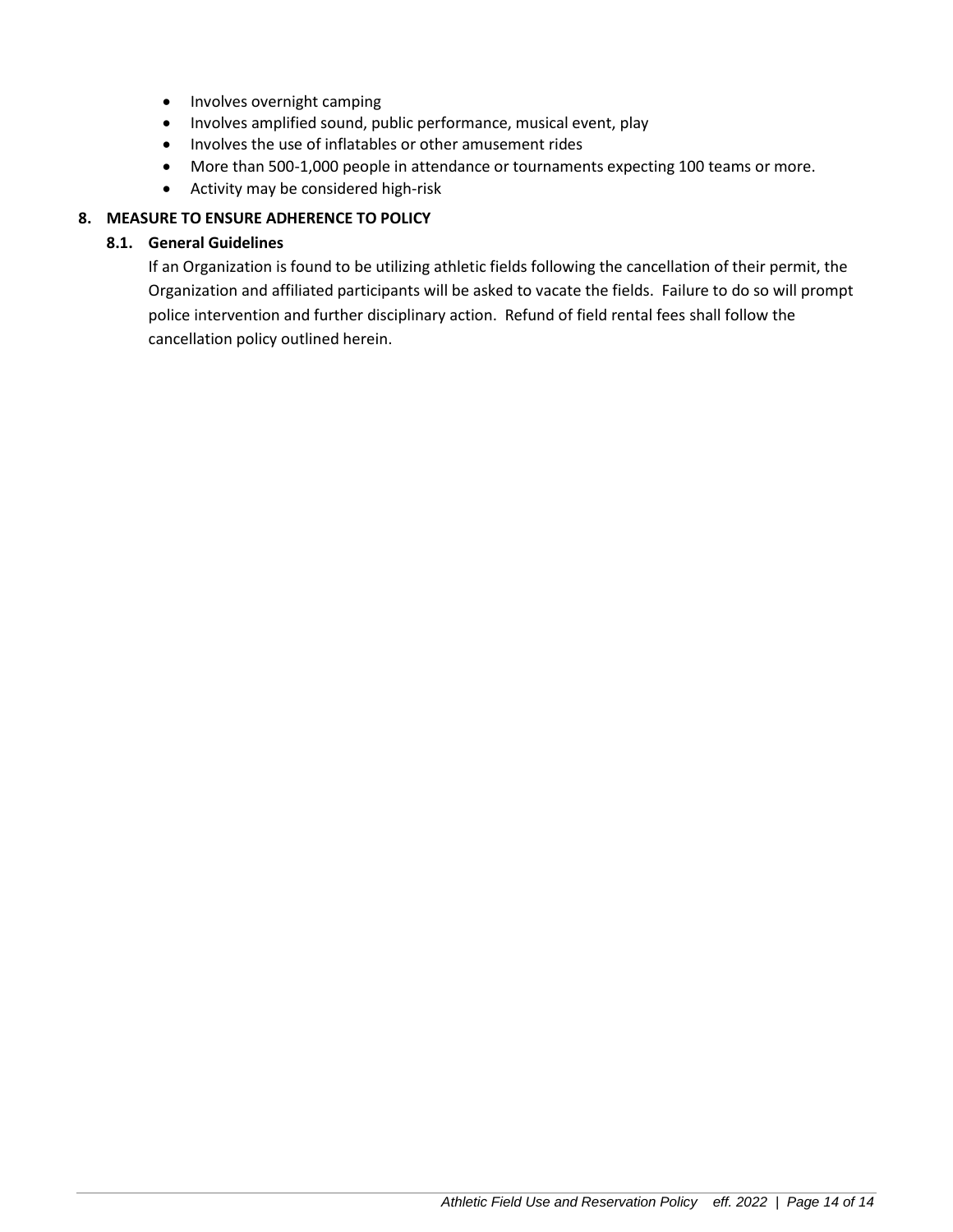- Involves overnight camping
- Involves amplified sound, public performance, musical event, play
- Involves the use of inflatables or other amusement rides
- More than 500-1,000 people in attendance or tournaments expecting 100 teams or more.
- Activity may be considered high-risk

## 8. MEASURE TO ENSURE ADHERENCE TO POLICY

### 8.1. General Guidelines

If an Organization is found to be utilizing athletic fields following the cancellation of their permit, the Organization and affiliated participants will be asked to vacate the fields. Failure to do so will prompt police intervention and further disciplinary action. Refund of field rental fees shall follow the cancellation policy outlined herein.